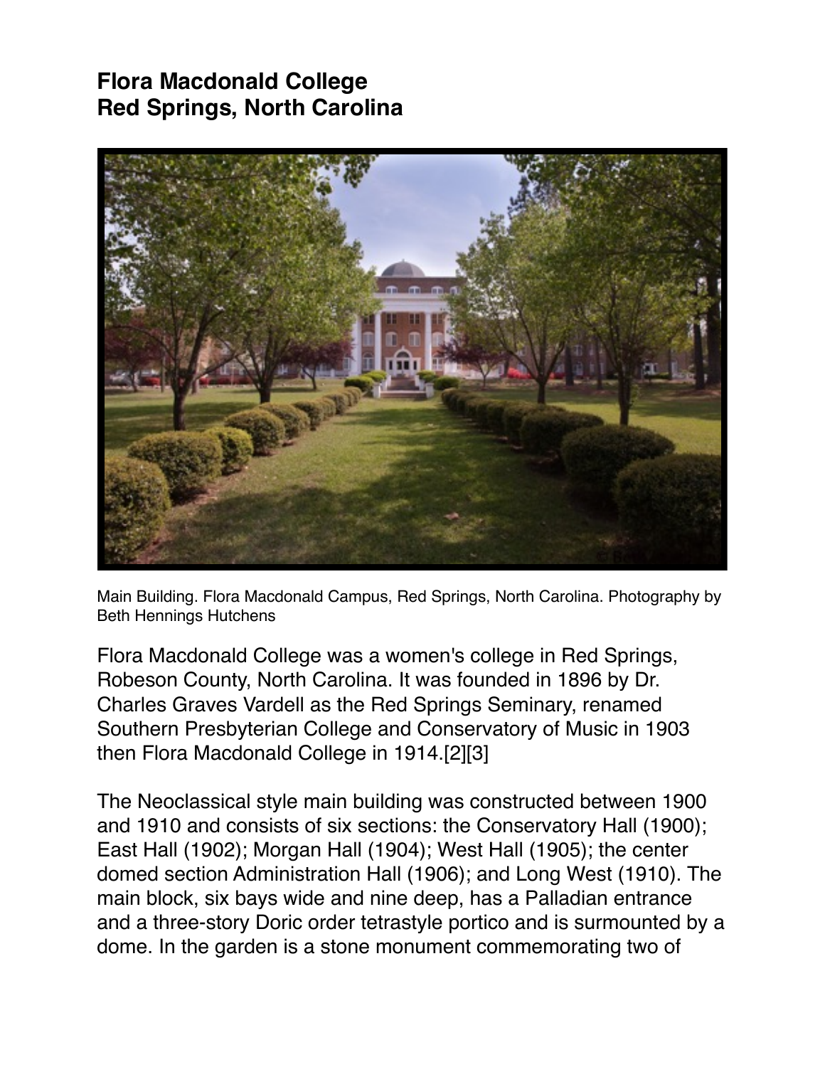# Flora Macdonald College
# Red Springs, North Carolina

Main Building. Flora Macdonald Campus, Red Springs, North Carolina. Photography by Beth Hennings Hutchens

Flora Macdonald College was a women's college in Red Springs, Robeson County, North Carolina. It was founded in 1896 by Dr. Charles Graves Vardell as the Red Springs Seminary, renamed Southern Presbyterian College and Conservatory of Music in 1903 then Flora Macdonald College in 1914.[2][3]

The Neoclassical style main building was constructed between 1900 and 1910 and consists of six sections: the Conservatory Hall (1900); East Hall (1902); Morgan Hall (1904); West Hall (1905); the center domed section Administration Hall (1906); and Long West (1910). The main block, six bays wide and nine deep, has a Palladian entrance and a three-story Doric order tetrastyle portico and is surmounted by a dome. In the garden is a stone monument commemorating two of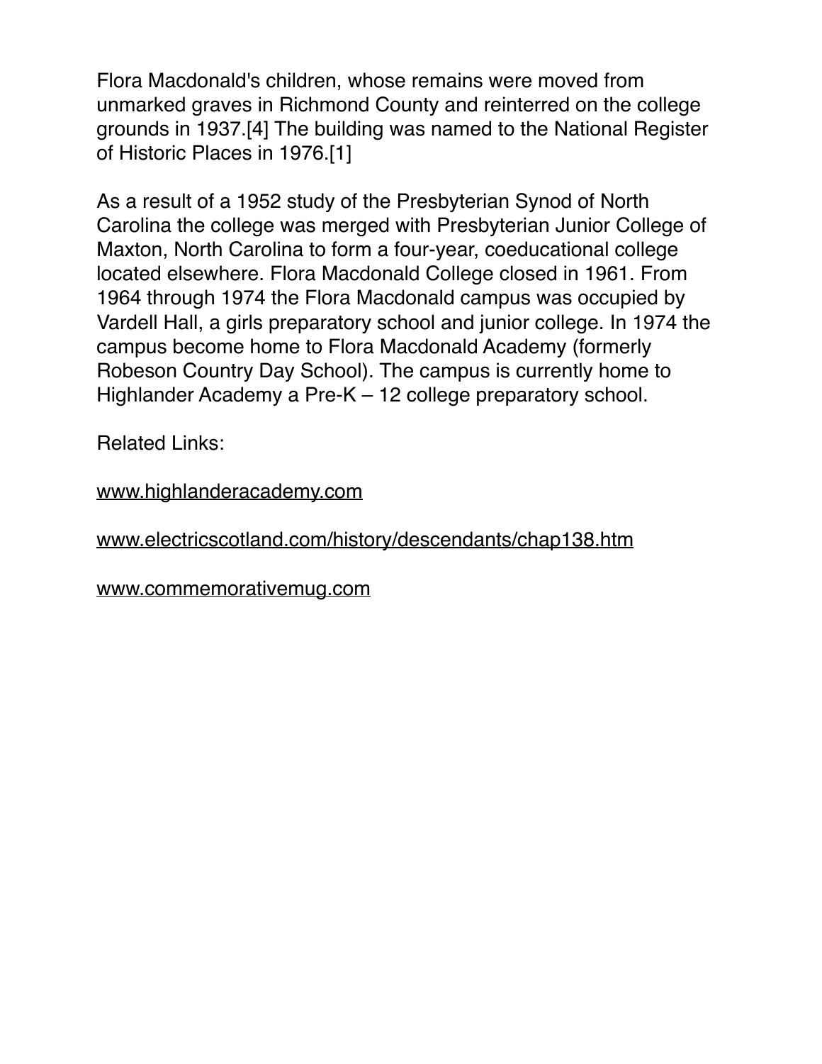Flora Macdonald's children, whose remains were moved from unmarked graves in Richmond County and reinterred on the college grounds in 1937.[4] The building was named to the National Register of Historic Places in 1976.[1]

As a result of a 1952 study of the Presbyterian Synod of North Carolina the college was merged with Presbyterian Junior College of Maxton, North Carolina to form a four-year, coeducational college located elsewhere. Flora Macdonald College closed in 1961. From 1964 through 1974 the Flora Macdonald campus was occupied by Vardell Hall, a girls preparatory school and junior college. In 1974 the campus become home to Flora Macdonald Academy (formerly Robeson Country Day School). The campus is currently home to Highlander Academy a Pre-K – 12 college preparatory school.

Related Links:

www.highlanderacademy.com

www.electricscotland.com/history/descendants/chap138.htm

www.commemorativemug.com